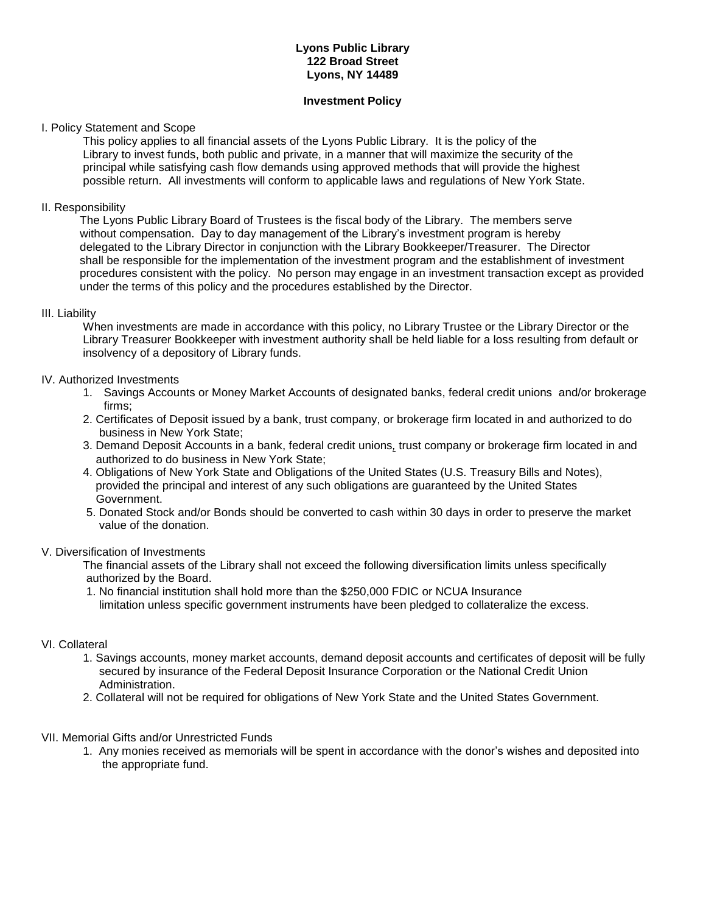**Lyons Public Library**
**122 Broad Street**
**Lyons, NY 14489**

**Investment Policy**

I. Policy Statement and Scope

This policy applies to all financial assets of the Lyons Public Library. It is the policy of the Library to invest funds, both public and private, in a manner that will maximize the security of the principal while satisfying cash flow demands using approved methods that will provide the highest possible return. All investments will conform to applicable laws and regulations of New York State.

II. Responsibility

The Lyons Public Library Board of Trustees is the fiscal body of the Library. The members serve without compensation. Day to day management of the Library's investment program is hereby delegated to the Library Director in conjunction with the Library Bookkeeper/Treasurer. The Director shall be responsible for the implementation of the investment program and the establishment of investment procedures consistent with the policy. No person may engage in an investment transaction except as provided under the terms of this policy and the procedures established by the Director.

III. Liability

When investments are made in accordance with this policy, no Library Trustee or the Library Director or the Library Treasurer Bookkeeper with investment authority shall be held liable for a loss resulting from default or insolvency of a depository of Library funds.

IV. Authorized Investments

1. Savings Accounts or Money Market Accounts of designated banks, federal credit unions and/or brokerage firms;
2. Certificates of Deposit issued by a bank, trust company, or brokerage firm located in and authorized to do business in New York State;
3. Demand Deposit Accounts in a bank, federal credit unions, trust company or brokerage firm located in and authorized to do business in New York State;
4. Obligations of New York State and Obligations of the United States (U.S. Treasury Bills and Notes), provided the principal and interest of any such obligations are guaranteed by the United States Government.
5. Donated Stock and/or Bonds should be converted to cash within 30 days in order to preserve the market value of the donation.

V. Diversification of Investments

The financial assets of the Library shall not exceed the following diversification limits unless specifically authorized by the Board.

1. No financial institution shall hold more than the $250,000 FDIC or NCUA Insurance limitation unless specific government instruments have been pledged to collateralize the excess.

VI. Collateral

1. Savings accounts, money market accounts, demand deposit accounts and certificates of deposit will be fully secured by insurance of the Federal Deposit Insurance Corporation or the National Credit Union Administration.
2. Collateral will not be required for obligations of New York State and the United States Government.

VII. Memorial Gifts and/or Unrestricted Funds

1. Any monies received as memorials will be spent in accordance with the donor's wishes and deposited into the appropriate fund.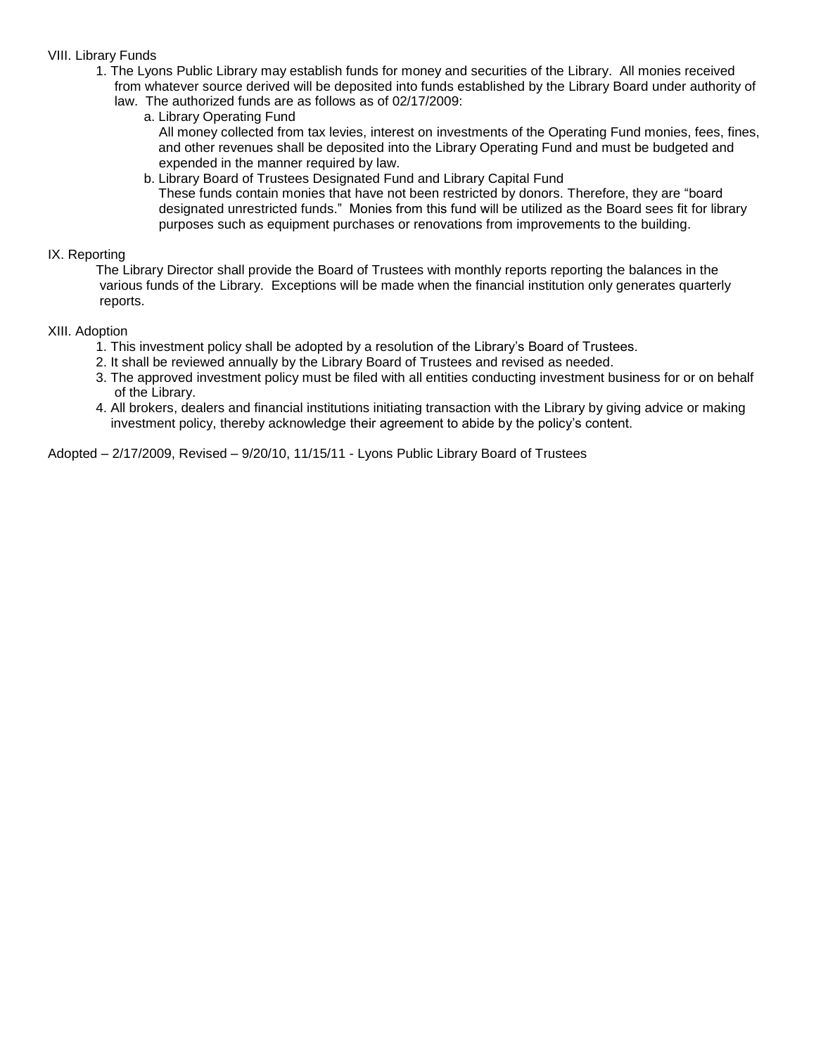VIII. Library Funds

1. The Lyons Public Library may establish funds for money and securities of the Library. All monies received from whatever source derived will be deposited into funds established by the Library Board under authority of law. The authorized funds are as follows as of 02/17/2009:
   a. Library Operating Fund
      All money collected from tax levies, interest on investments of the Operating Fund monies, fees, fines, and other revenues shall be deposited into the Library Operating Fund and must be budgeted and expended in the manner required by law.
   b. Library Board of Trustees Designated Fund and Library Capital Fund
      These funds contain monies that have not been restricted by donors. Therefore, they are "board designated unrestricted funds." Monies from this fund will be utilized as the Board sees fit for library purposes such as equipment purchases or renovations from improvements to the building.

IX. Reporting

The Library Director shall provide the Board of Trustees with monthly reports reporting the balances in the various funds of the Library. Exceptions will be made when the financial institution only generates quarterly reports.

XIII. Adoption

1. This investment policy shall be adopted by a resolution of the Library's Board of Trustees.
2. It shall be reviewed annually by the Library Board of Trustees and revised as needed.
3. The approved investment policy must be filed with all entities conducting investment business for or on behalf of the Library.
4. All brokers, dealers and financial institutions initiating transaction with the Library by giving advice or making investment policy, thereby acknowledge their agreement to abide by the policy's content.

Adopted – 2/17/2009, Revised – 9/20/10, 11/15/11 - Lyons Public Library Board of Trustees